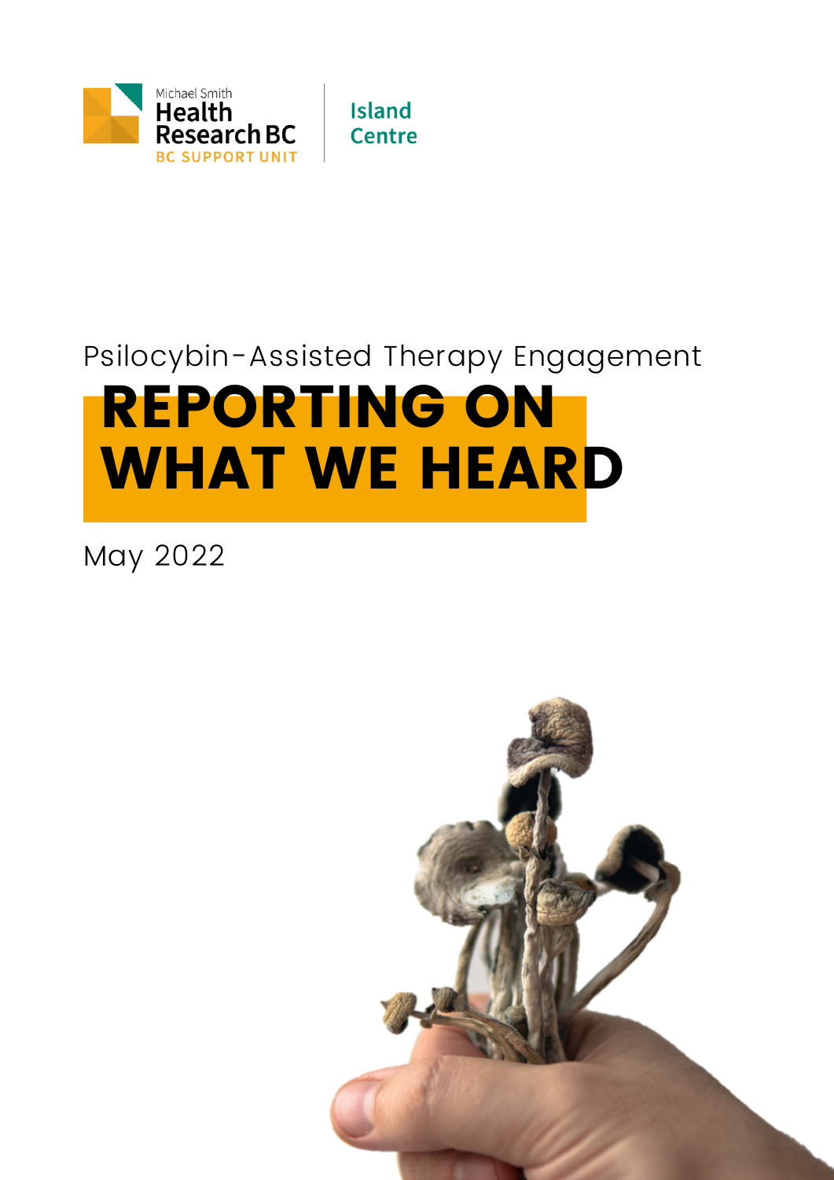Michael Smith Health Research BC

BC SUPPORT UNIT

Island Centre

Psilocybin-Assisted Therapy Engagement

# REPORTING ON WHAT WE HEARD

May 2022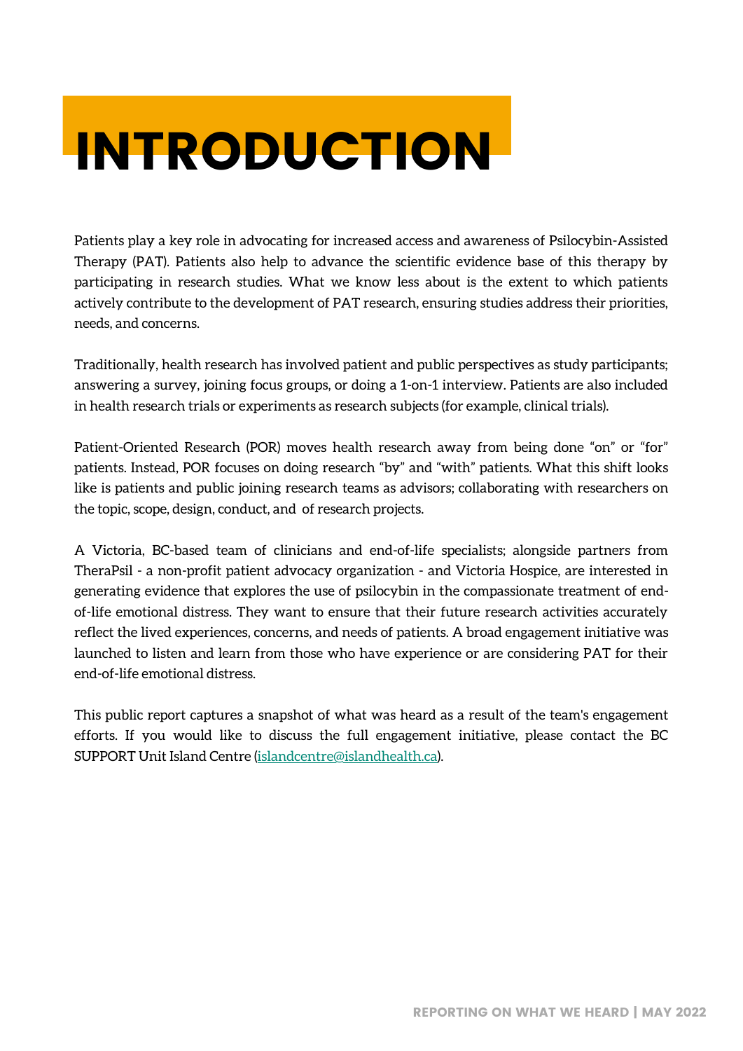# INTRODUCTION

Patients play a key role in advocating for increased access and awareness of Psilocybin-Assisted Therapy (PAT). Patients also help to advance the scientific evidence base of this therapy by participating in research studies. What we know less about is the extent to which patients actively contribute to the development of PAT research, ensuring studies address their priorities, needs, and concerns.

Traditionally, health research has involved patient and public perspectives as study participants; answering a survey, joining focus groups, or doing a 1-on-1 interview. Patients are also included in health research trials or experiments as research subjects (for example, clinical trials).

Patient-Oriented Research (POR) moves health research away from being done "on" or "for" patients. Instead, POR focuses on doing research "by" and "with" patients. What this shift looks like is patients and public joining research teams as advisors; collaborating with researchers on the topic, scope, design, conduct, and  of research projects.

A Victoria, BC-based team of clinicians and end-of-life specialists; alongside partners from TheraPsil - a non-profit patient advocacy organization - and Victoria Hospice, are interested in generating evidence that explores the use of psilocybin in the compassionate treatment of end-of-life emotional distress. They want to ensure that their future research activities accurately reflect the lived experiences, concerns, and needs of patients. A broad engagement initiative was launched to listen and learn from those who have experience or are considering PAT for their end-of-life emotional distress.

This public report captures a snapshot of what was heard as a result of the team's engagement efforts. If you would like to discuss the full engagement initiative, please contact the BC SUPPORT Unit Island Centre (islandcentre@islandhealth.ca).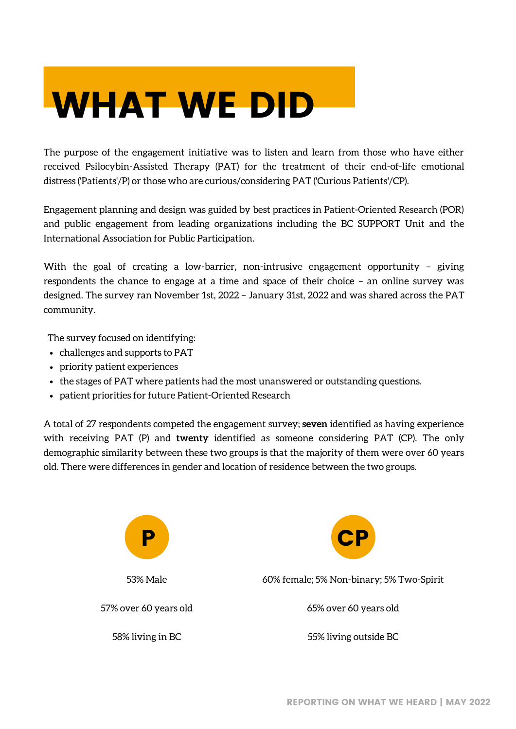# WHAT WE DID

The purpose of the engagement initiative was to listen and learn from those who have either received Psilocybin-Assisted Therapy (PAT) for the treatment of their end-of-life emotional distress ('Patients'/P) or those who are curious/considering PAT ('Curious Patients'/CP).

Engagement planning and design was guided by best practices in Patient-Oriented Research (POR) and public engagement from leading organizations including the BC SUPPORT Unit and the International Association for Public Participation.

With the goal of creating a low-barrier, non-intrusive engagement opportunity – giving respondents the chance to engage at a time and space of their choice – an online survey was designed. The survey ran November 1st, 2022 – January 31st, 2022 and was shared across the PAT community.

The survey focused on identifying:

- challenges and supports to PAT
- priority patient experiences
- the stages of PAT where patients had the most unanswered or outstanding questions.
- patient priorities for future Patient-Oriented Research

A total of 27 respondents competed the engagement survey; **seven** identified as having experience with receiving PAT (P) and **twenty** identified as someone considering PAT (CP). The only demographic similarity between these two groups is that the majority of them were over 60 years old. There were differences in gender and location of residence between the two groups.

| P | CP |
|---|---|
| 53% Male | 60% female; 5% Non-binary; 5% Two-Spirit |
| 57% over 60 years old | 65% over 60 years old |
| 58% living in BC | 55% living outside BC |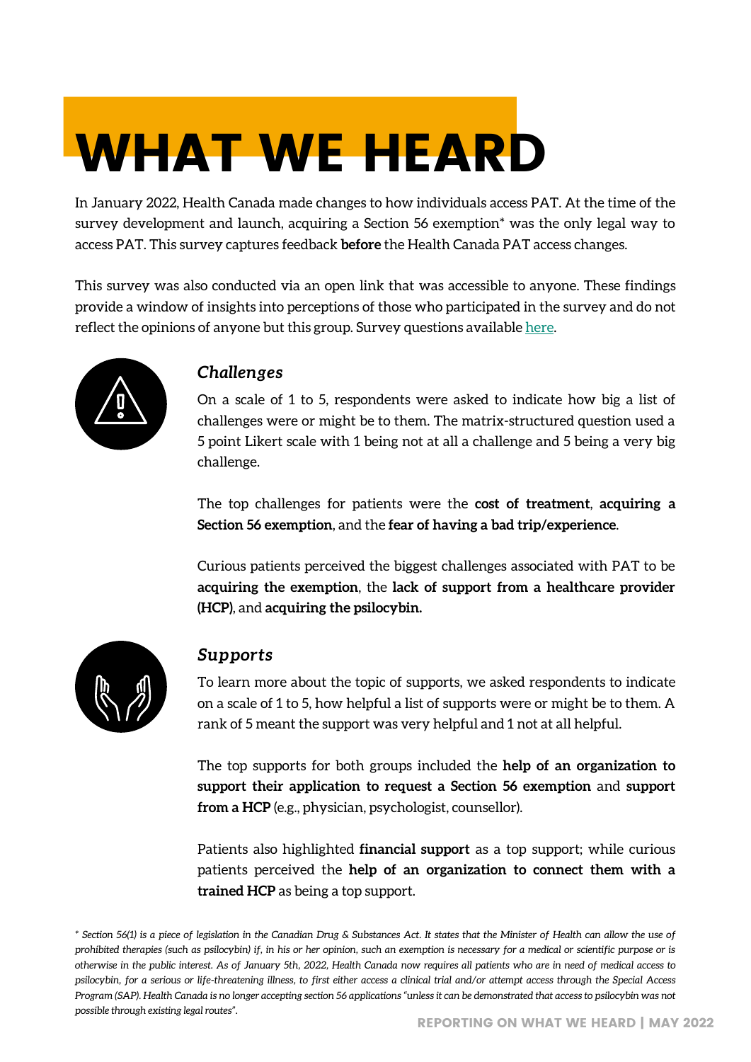# WHAT WE HEARD

In January 2022, Health Canada made changes to how individuals access PAT. At the time of the survey development and launch, acquiring a Section 56 exemption* was the only legal way to access PAT. This survey captures feedback **before** the Health Canada PAT access changes.

This survey was also conducted via an open link that was accessible to anyone. These findings provide a window of insights into perceptions of those who participated in the survey and do not reflect the opinions of anyone but this group. Survey questions available here.

## *Challenges*

On a scale of 1 to 5, respondents were asked to indicate how big a list of challenges were or might be to them. The matrix-structured question used a 5 point Likert scale with 1 being not at all a challenge and 5 being a very big challenge.

The top challenges for patients were the **cost of treatment**, **acquiring a Section 56 exemption**, and the **fear of having a bad trip/experience**.

Curious patients perceived the biggest challenges associated with PAT to be **acquiring the exemption**, the **lack of support from a healthcare provider (HCP)**, and **acquiring the psilocybin.**

## *Supports*

To learn more about the topic of supports, we asked respondents to indicate on a scale of 1 to 5, how helpful a list of supports were or might be to them. A rank of 5 meant the support was very helpful and 1 not at all helpful.

The top supports for both groups included the **help of an organization to support their application to request a Section 56 exemption** and **support from a HCP** (e.g., physician, psychologist, counsellor).

Patients also highlighted **financial support** as a top support; while curious patients perceived the **help of an organization to connect them with a trained HCP** as being a top support.

*\* Section 56(1) is a piece of legislation in the Canadian Drug & Substances Act. It states that the Minister of Health can allow the use of prohibited therapies (such as psilocybin) if, in his or her opinion, such an exemption is necessary for a medical or scientific purpose or is otherwise in the public interest. As of January 5th, 2022, Health Canada now requires all patients who are in need of medical access to psilocybin, for a serious or life-threatening illness, to first either access a clinical trial and/or attempt access through the Special Access Program (SAP). Health Canada is no longer accepting section 56 applications "unless it can be demonstrated that access to psilocybin was not possible through existing legal routes".*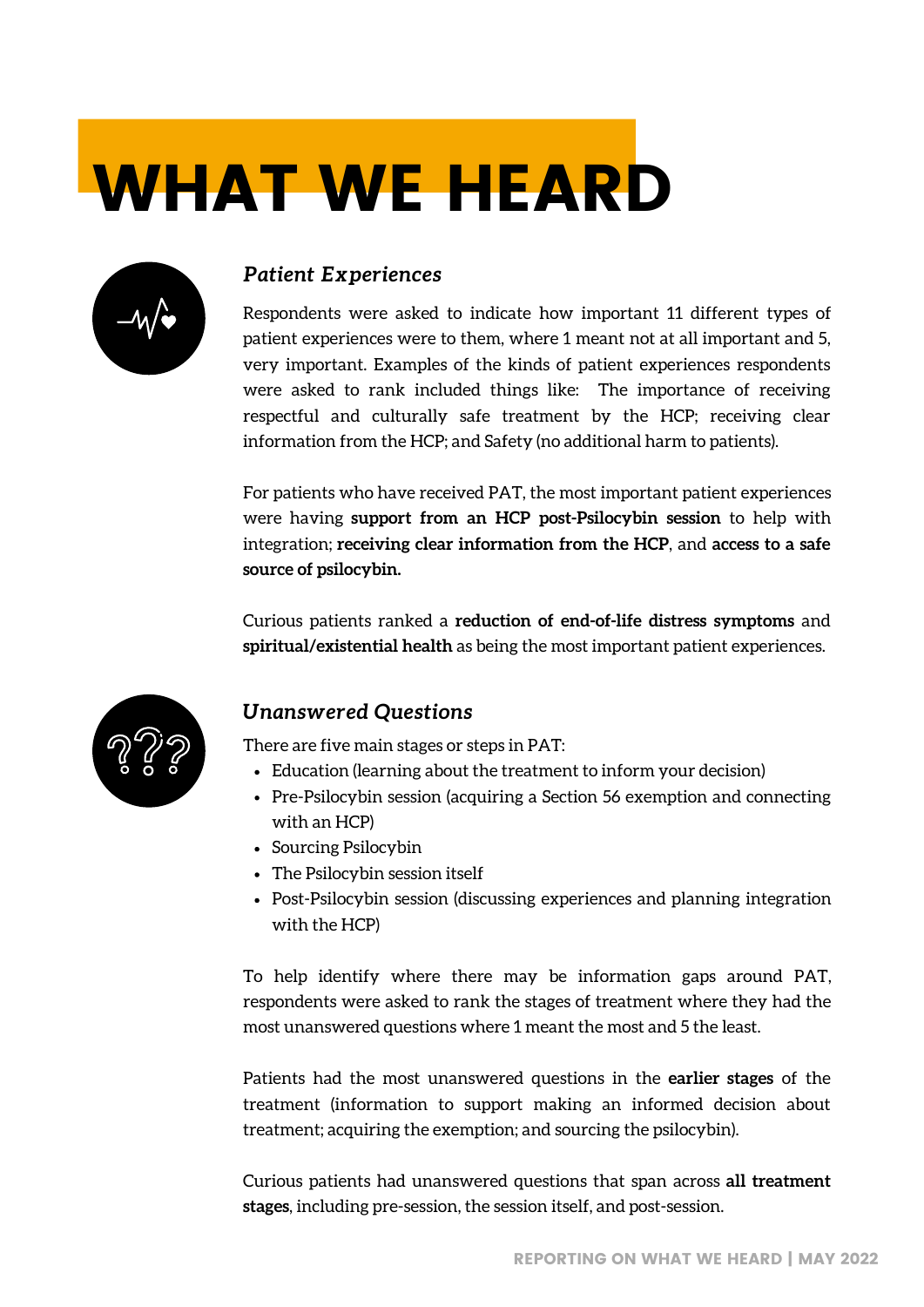# WHAT WE HEARD

### *Patient Experiences*

Respondents were asked to indicate how important 11 different types of patient experiences were to them, where 1 meant not at all important and 5, very important. Examples of the kinds of patient experiences respondents were asked to rank included things like: The importance of receiving respectful and culturally safe treatment by the HCP; receiving clear information from the HCP; and Safety (no additional harm to patients).

For patients who have received PAT, the most important patient experiences were having **support from an HCP post-Psilocybin session** to help with integration; **receiving clear information from the HCP**, and **access to a safe source of psilocybin.**

Curious patients ranked a **reduction of end-of-life distress symptoms** and **spiritual/existential health** as being the most important patient experiences.

### *Unanswered Questions*

There are five main stages or steps in PAT:

- Education (learning about the treatment to inform your decision)
- Pre-Psilocybin session (acquiring a Section 56 exemption and connecting with an HCP)
- Sourcing Psilocybin
- The Psilocybin session itself
- Post-Psilocybin session (discussing experiences and planning integration with the HCP)

To help identify where there may be information gaps around PAT, respondents were asked to rank the stages of treatment where they had the most unanswered questions where 1 meant the most and 5 the least.

Patients had the most unanswered questions in the **earlier stages** of the treatment (information to support making an informed decision about treatment; acquiring the exemption; and sourcing the psilocybin).

Curious patients had unanswered questions that span across **all treatment stages**, including pre-session, the session itself, and post-session.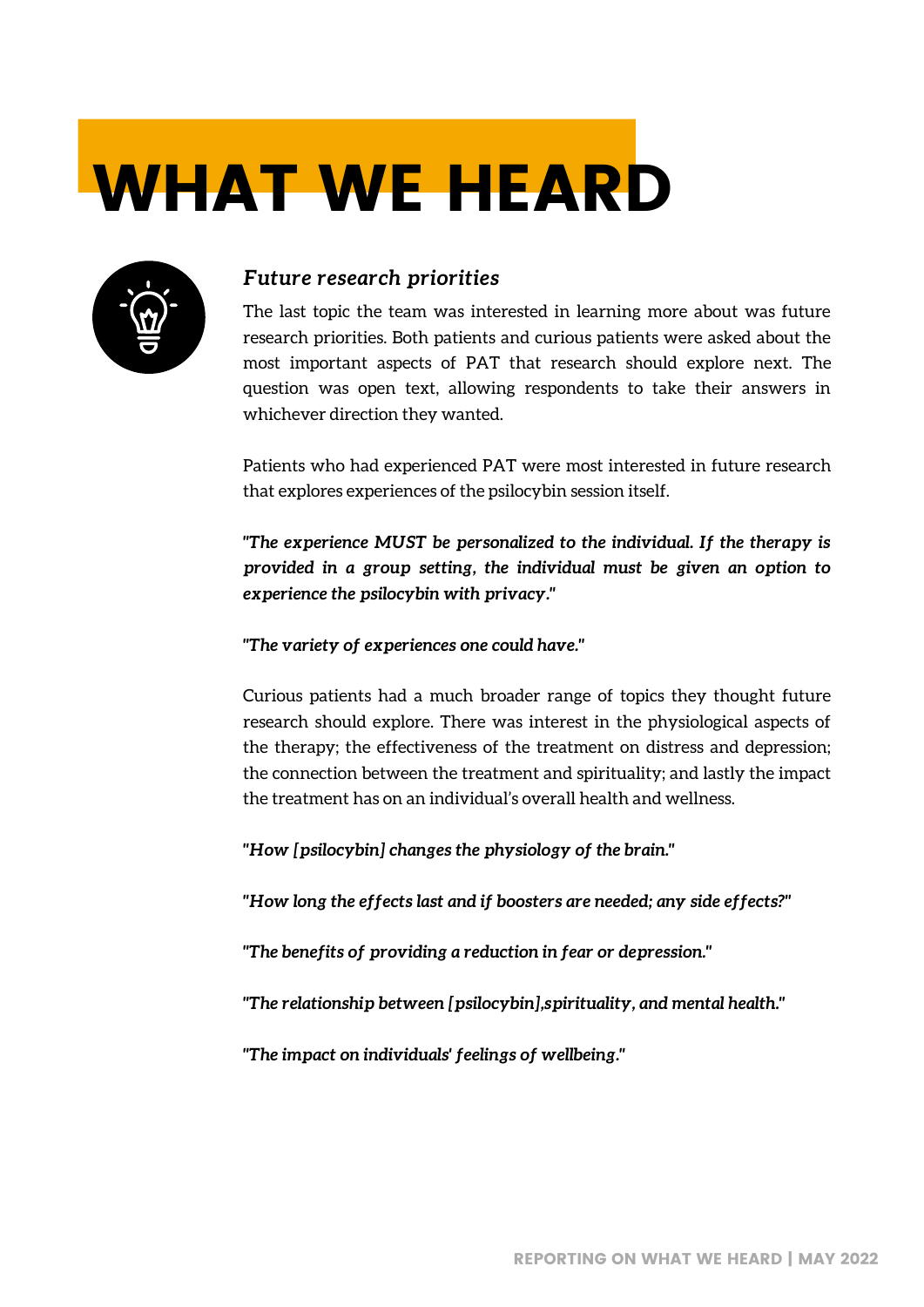# WHAT WE HEARD

### *Future research priorities*

The last topic the team was interested in learning more about was future research priorities. Both patients and curious patients were asked about the most important aspects of PAT that research should explore next. The question was open text, allowing respondents to take their answers in whichever direction they wanted.

Patients who had experienced PAT were most interested in future research that explores experiences of the psilocybin session itself.

***"The experience MUST be personalized to the individual. If the therapy is provided in a group setting, the individual must be given an option to experience the psilocybin with privacy."***

***"The variety of experiences one could have."***

Curious patients had a much broader range of topics they thought future research should explore. There was interest in the physiological aspects of the therapy; the effectiveness of the treatment on distress and depression; the connection between the treatment and spirituality; and lastly the impact the treatment has on an individual's overall health and wellness.

***"How [psilocybin] changes the physiology of the brain."***

***"How long the effects last and if boosters are needed; any side effects?"***

***"The benefits of providing a reduction in fear or depression."***

***"The relationship between [psilocybin],spirituality, and mental health."***

***"The impact on individuals' feelings of wellbeing."***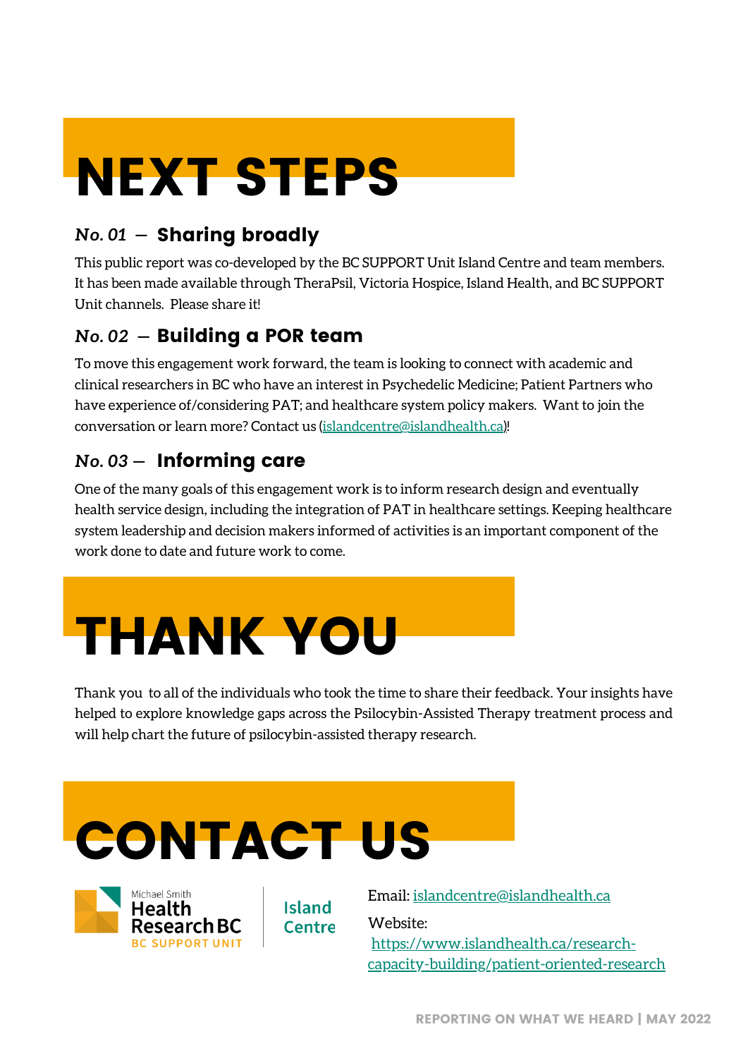# NEXT STEPS

### *No. 01* — Sharing broadly

This public report was co-developed by the BC SUPPORT Unit Island Centre and team members. It has been made available through TheraPsil, Victoria Hospice, Island Health, and BC SUPPORT Unit channels. Please share it!

### *No. 02* — Building a POR team

To move this engagement work forward, the team is looking to connect with academic and clinical researchers in BC who have an interest in Psychedelic Medicine; Patient Partners who have experience of/considering PAT; and healthcare system policy makers. Want to join the conversation or learn more? Contact us (islandcentre@islandhealth.ca)!

### *No. 03* — Informing care

One of the many goals of this engagement work is to inform research design and eventually health service design, including the integration of PAT in healthcare settings. Keeping healthcare system leadership and decision makers informed of activities is an important component of the work done to date and future work to come.

# THANK YOU

Thank you to all of the individuals who took the time to share their feedback. Your insights have helped to explore knowledge gaps across the Psilocybin-Assisted Therapy treatment process and will help chart the future of psilocybin-assisted therapy research.

# CONTACT US

Michael Smith Health Research BC
BC SUPPORT UNIT

Island Centre

Email: islandcentre@islandhealth.ca

Website:
https://www.islandhealth.ca/research-capacity-building/patient-oriented-research